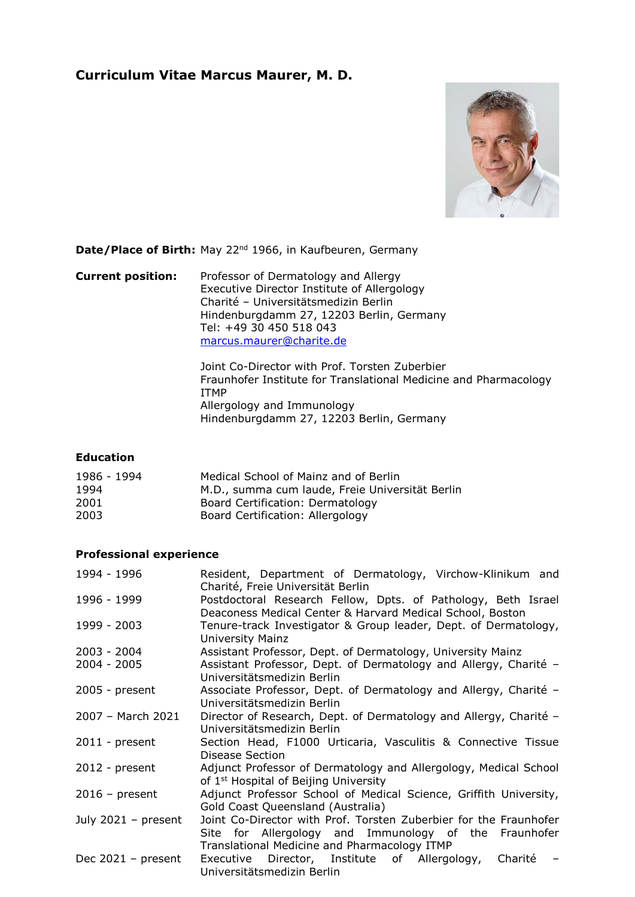# Curriculum Vitae Marcus Maurer, M. D.

**Date/Place of Birth:** May 22nd 1966, in Kaufbeuren, Germany

**Current position:**

Professor of Dermatology and Allergy
Executive Director Institute of Allergology
Charité – Universitätsmedizin Berlin
Hindenburgdamm 27, 12203 Berlin, Germany
Tel: +49 30 450 518 043
marcus.maurer@charite.de

Joint Co-Director with Prof. Torsten Zuberbier
Fraunhofer Institute for Translational Medicine and Pharmacology ITMP
Allergology and Immunology
Hindenburgdamm 27, 12203 Berlin, Germany

## Education

| | |
|---|---|
| 1986 - 1994 | Medical School of Mainz and of Berlin |
| 1994 | M.D., summa cum laude, Freie Universität Berlin |
| 2001 | Board Certification: Dermatology |
| 2003 | Board Certification: Allergology |

## Professional experience

| | |
|---|---|
| 1994 - 1996 | Resident, Department of Dermatology, Virchow-Klinikum and Charité, Freie Universität Berlin |
| 1996 - 1999 | Postdoctoral Research Fellow, Dpts. of Pathology, Beth Israel Deaconess Medical Center & Harvard Medical School, Boston |
| 1999 - 2003 | Tenure-track Investigator & Group leader, Dept. of Dermatology, University Mainz |
| 2003 - 2004 | Assistant Professor, Dept. of Dermatology, University Mainz |
| 2004 - 2005 | Assistant Professor, Dept. of Dermatology and Allergy, Charité – Universitätsmedizin Berlin |
| 2005 - present | Associate Professor, Dept. of Dermatology and Allergy, Charité – Universitätsmedizin Berlin |
| 2007 – March 2021 | Director of Research, Dept. of Dermatology and Allergy, Charité – Universitätsmedizin Berlin |
| 2011 - present | Section Head, F1000 Urticaria, Vasculitis & Connective Tissue Disease Section |
| 2012 - present | Adjunct Professor of Dermatology and Allergology, Medical School of 1st Hospital of Beijing University |
| 2016 – present | Adjunct Professor School of Medical Science, Griffith University, Gold Coast Queensland (Australia) |
| July 2021 – present | Joint Co-Director with Prof. Torsten Zuberbier for the Fraunhofer Site for Allergology and Immunology of the Fraunhofer Translational Medicine and Pharmacology ITMP |
| Dec 2021 – present | Executive Director, Institute of Allergology, Charité – Universitätsmedizin Berlin |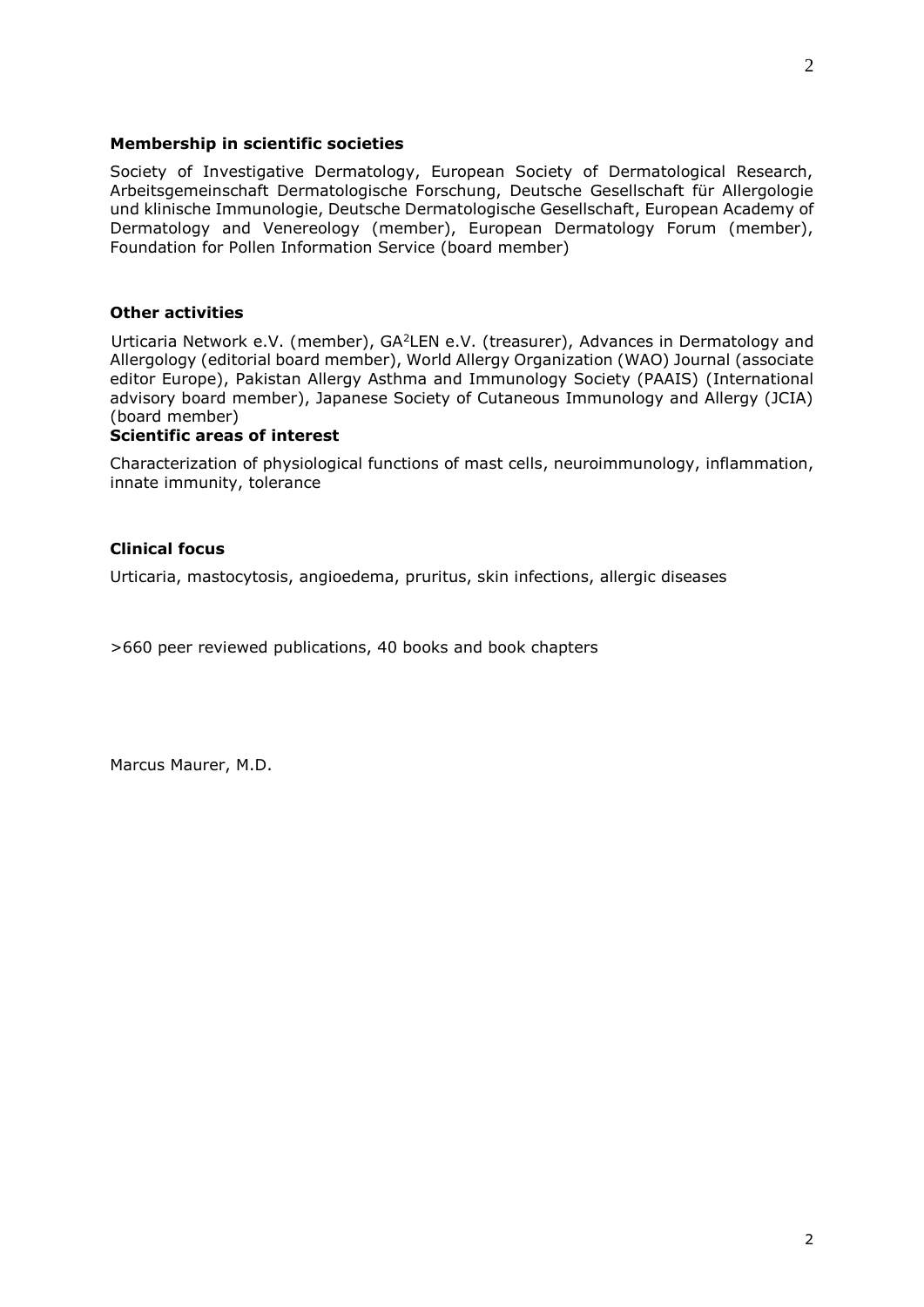**Membership in scientific societies**

Society of Investigative Dermatology, European Society of Dermatological Research, Arbeitsgemeinschaft Dermatologische Forschung, Deutsche Gesellschaft für Allergologie und klinische Immunologie, Deutsche Dermatologische Gesellschaft, European Academy of Dermatology and Venereology (member), European Dermatology Forum (member), Foundation for Pollen Information Service (board member)

**Other activities**

Urticaria Network e.V. (member), GA$^2$LEN e.V. (treasurer), Advances in Dermatology and Allergology (editorial board member), World Allergy Organization (WAO) Journal (associate editor Europe), Pakistan Allergy Asthma and Immunology Society (PAAIS) (International advisory board member), Japanese Society of Cutaneous Immunology and Allergy (JCIA) (board member)

**Scientific areas of interest**

Characterization of physiological functions of mast cells, neuroimmunology, inflammation, innate immunity, tolerance

**Clinical focus**

Urticaria, mastocytosis, angioedema, pruritus, skin infections, allergic diseases

>660 peer reviewed publications, 40 books and book chapters

Marcus Maurer, M.D.